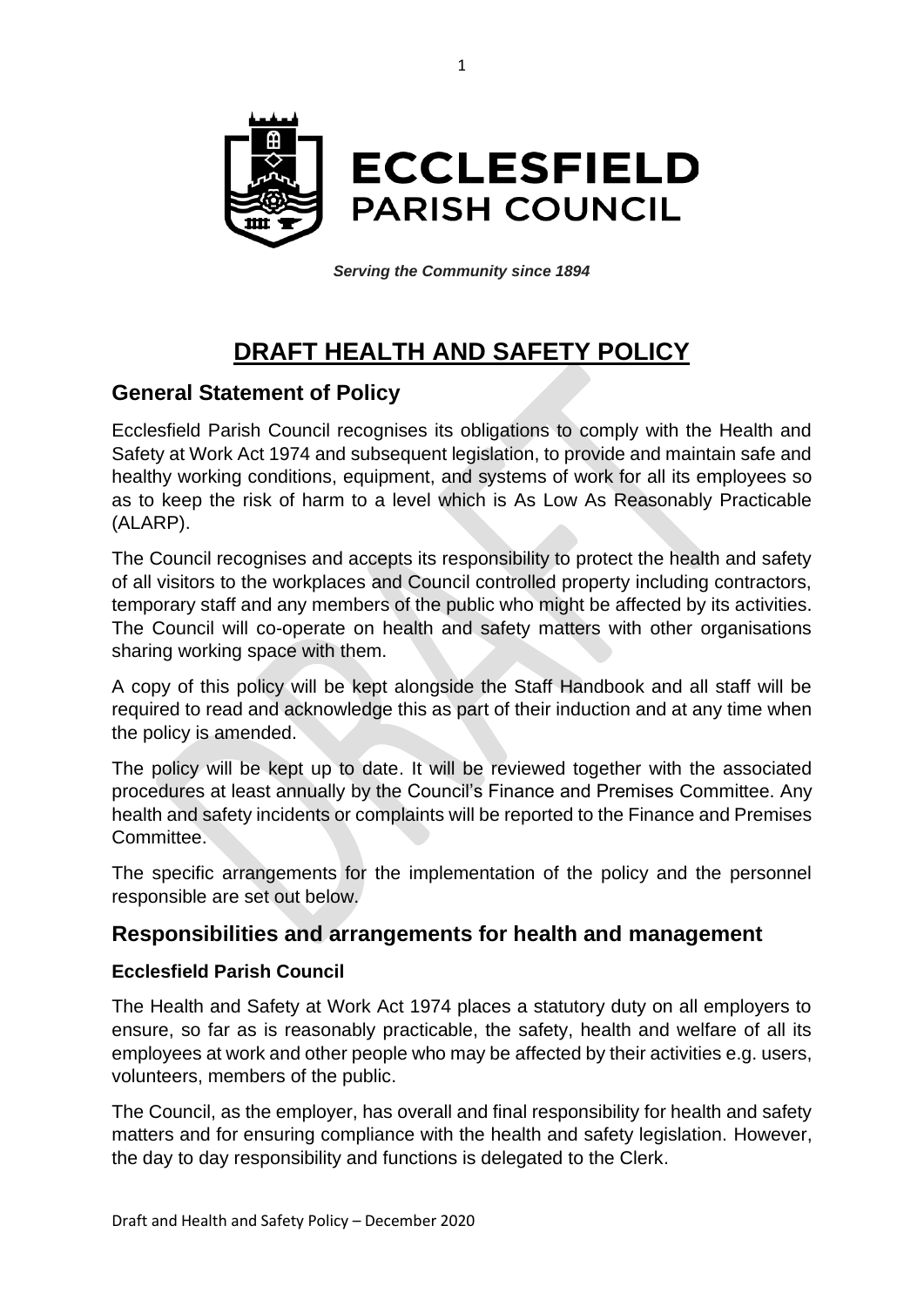# ECCLESFIELD PARISH COUNCIL

***Serving the Community since 1894***

# DRAFT HEALTH AND SAFETY POLICY

## General Statement of Policy

Ecclesfield Parish Council recognises its obligations to comply with the Health and Safety at Work Act 1974 and subsequent legislation, to provide and maintain safe and healthy working conditions, equipment, and systems of work for all its employees so as to keep the risk of harm to a level which is As Low As Reasonably Practicable (ALARP).

The Council recognises and accepts its responsibility to protect the health and safety of all visitors to the workplaces and Council controlled property including contractors, temporary staff and any members of the public who might be affected by its activities. The Council will co-operate on health and safety matters with other organisations sharing working space with them.

A copy of this policy will be kept alongside the Staff Handbook and all staff will be required to read and acknowledge this as part of their induction and at any time when the policy is amended.

The policy will be kept up to date. It will be reviewed together with the associated procedures at least annually by the Council's Finance and Premises Committee. Any health and safety incidents or complaints will be reported to the Finance and Premises Committee.

The specific arrangements for the implementation of the policy and the personnel responsible are set out below.

## Responsibilities and arrangements for health and management

### Ecclesfield Parish Council

The Health and Safety at Work Act 1974 places a statutory duty on all employers to ensure, so far as is reasonably practicable, the safety, health and welfare of all its employees at work and other people who may be affected by their activities e.g. users, volunteers, members of the public.

The Council, as the employer, has overall and final responsibility for health and safety matters and for ensuring compliance with the health and safety legislation. However, the day to day responsibility and functions is delegated to the Clerk.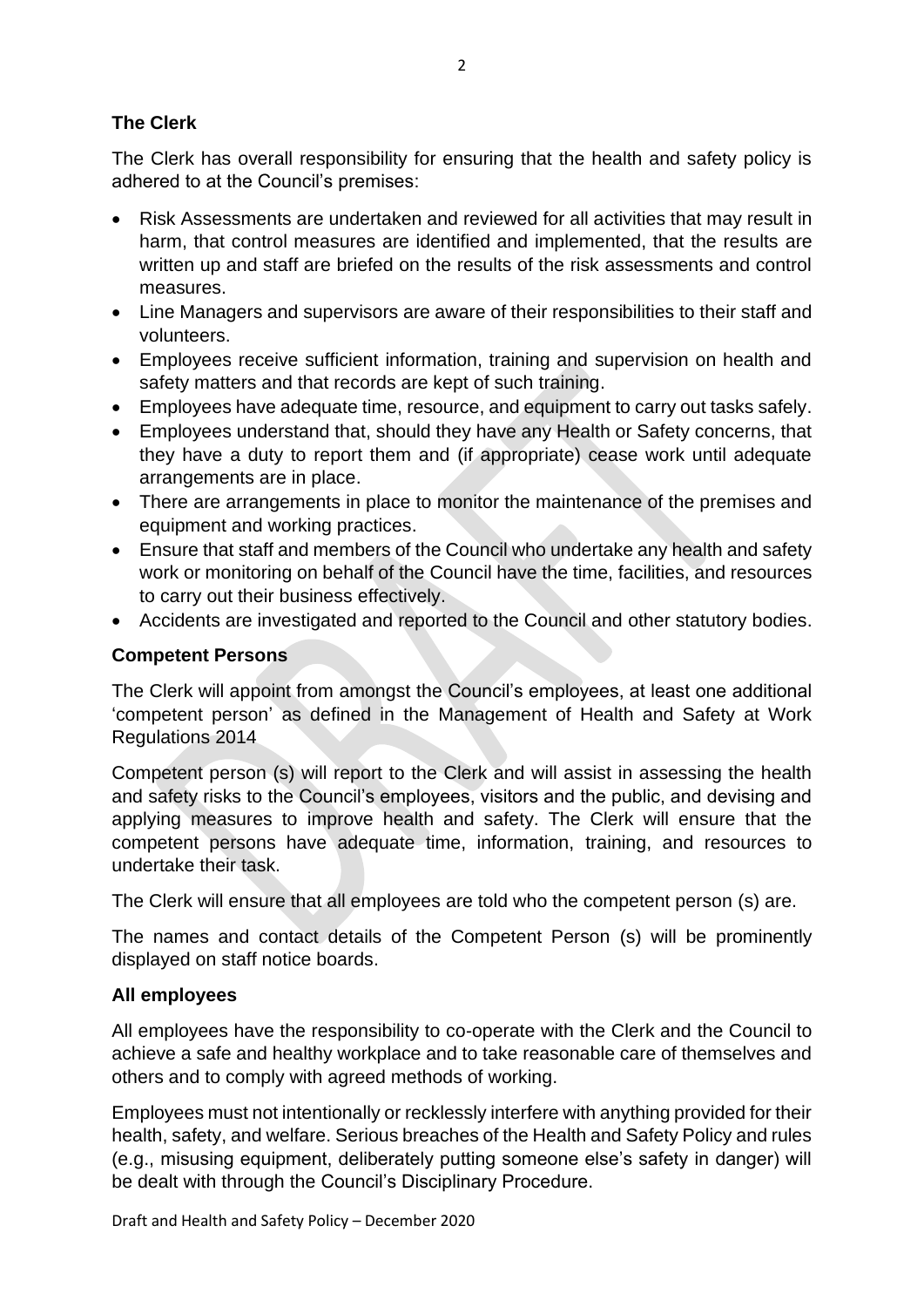### The Clerk

The Clerk has overall responsibility for ensuring that the health and safety policy is adhered to at the Council's premises:

- Risk Assessments are undertaken and reviewed for all activities that may result in harm, that control measures are identified and implemented, that the results are written up and staff are briefed on the results of the risk assessments and control measures.
- Line Managers and supervisors are aware of their responsibilities to their staff and volunteers.
- Employees receive sufficient information, training and supervision on health and safety matters and that records are kept of such training.
- Employees have adequate time, resource, and equipment to carry out tasks safely.
- Employees understand that, should they have any Health or Safety concerns, that they have a duty to report them and (if appropriate) cease work until adequate arrangements are in place.
- There are arrangements in place to monitor the maintenance of the premises and equipment and working practices.
- Ensure that staff and members of the Council who undertake any health and safety work or monitoring on behalf of the Council have the time, facilities, and resources to carry out their business effectively.
- Accidents are investigated and reported to the Council and other statutory bodies.

### Competent Persons

The Clerk will appoint from amongst the Council's employees, at least one additional 'competent person' as defined in the Management of Health and Safety at Work Regulations 2014

Competent person (s) will report to the Clerk and will assist in assessing the health and safety risks to the Council's employees, visitors and the public, and devising and applying measures to improve health and safety. The Clerk will ensure that the competent persons have adequate time, information, training, and resources to undertake their task.

The Clerk will ensure that all employees are told who the competent person (s) are.

The names and contact details of the Competent Person (s) will be prominently displayed on staff notice boards.

### All employees

All employees have the responsibility to co-operate with the Clerk and the Council to achieve a safe and healthy workplace and to take reasonable care of themselves and others and to comply with agreed methods of working.

Employees must not intentionally or recklessly interfere with anything provided for their health, safety, and welfare. Serious breaches of the Health and Safety Policy and rules (e.g., misusing equipment, deliberately putting someone else's safety in danger) will be dealt with through the Council's Disciplinary Procedure.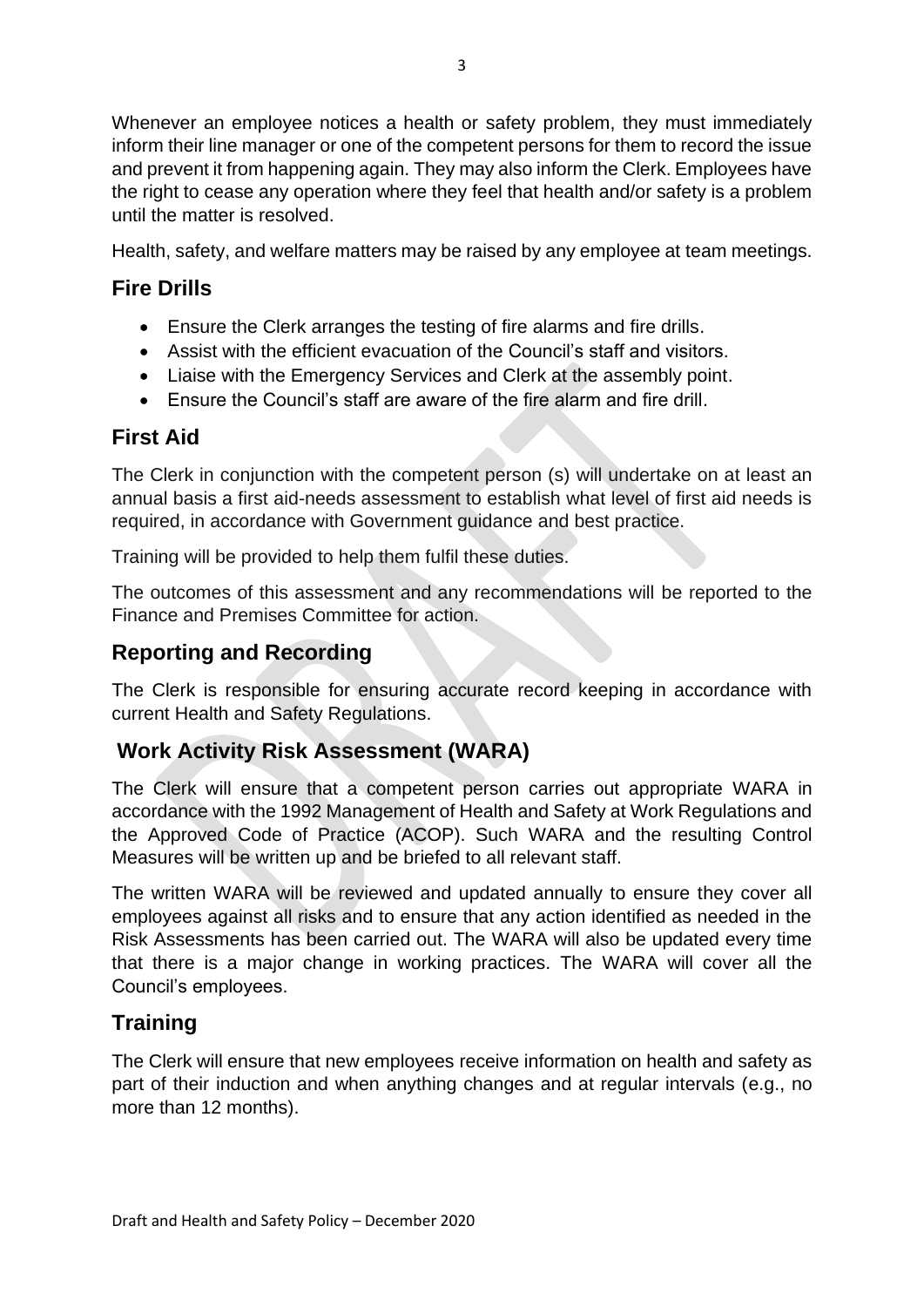Whenever an employee notices a health or safety problem, they must immediately inform their line manager or one of the competent persons for them to record the issue and prevent it from happening again. They may also inform the Clerk. Employees have the right to cease any operation where they feel that health and/or safety is a problem until the matter is resolved.

Health, safety, and welfare matters may be raised by any employee at team meetings.

## Fire Drills

- Ensure the Clerk arranges the testing of fire alarms and fire drills.
- Assist with the efficient evacuation of the Council's staff and visitors.
- Liaise with the Emergency Services and Clerk at the assembly point.
- Ensure the Council's staff are aware of the fire alarm and fire drill.

## First Aid

The Clerk in conjunction with the competent person (s) will undertake on at least an annual basis a first aid-needs assessment to establish what level of first aid needs is required, in accordance with Government guidance and best practice.

Training will be provided to help them fulfil these duties.

The outcomes of this assessment and any recommendations will be reported to the Finance and Premises Committee for action.

## Reporting and Recording

The Clerk is responsible for ensuring accurate record keeping in accordance with current Health and Safety Regulations.

## Work Activity Risk Assessment (WARA)

The Clerk will ensure that a competent person carries out appropriate WARA in accordance with the 1992 Management of Health and Safety at Work Regulations and the Approved Code of Practice (ACOP). Such WARA and the resulting Control Measures will be written up and be briefed to all relevant staff.

The written WARA will be reviewed and updated annually to ensure they cover all employees against all risks and to ensure that any action identified as needed in the Risk Assessments has been carried out. The WARA will also be updated every time that there is a major change in working practices. The WARA will cover all the Council's employees.

## Training

The Clerk will ensure that new employees receive information on health and safety as part of their induction and when anything changes and at regular intervals (e.g., no more than 12 months).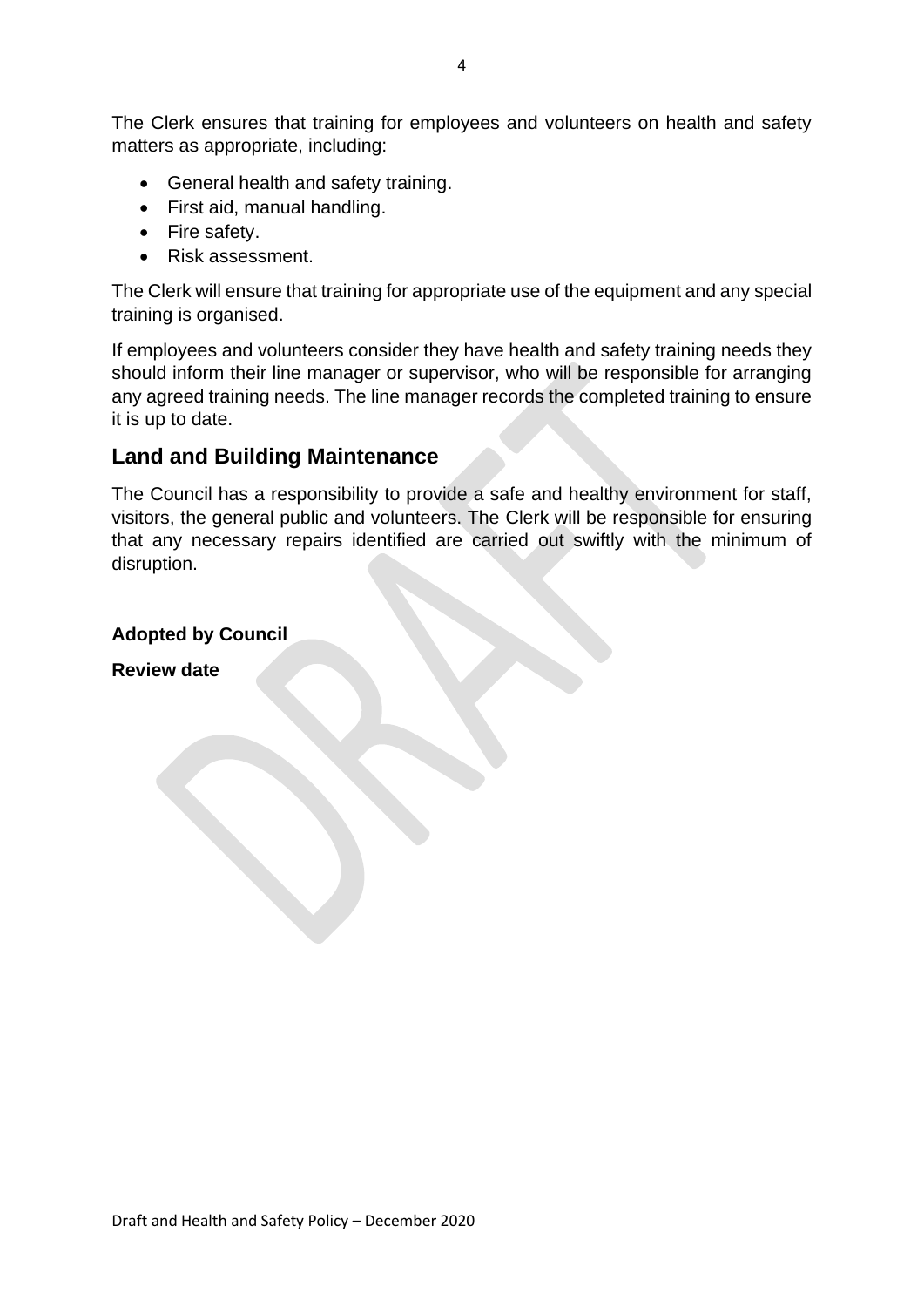The Clerk ensures that training for employees and volunteers on health and safety matters as appropriate, including:

- General health and safety training.
- First aid, manual handling.
- Fire safety.
- Risk assessment.

The Clerk will ensure that training for appropriate use of the equipment and any special training is organised.

If employees and volunteers consider they have health and safety training needs they should inform their line manager or supervisor, who will be responsible for arranging any agreed training needs. The line manager records the completed training to ensure it is up to date.

## Land and Building Maintenance

The Council has a responsibility to provide a safe and healthy environment for staff, visitors, the general public and volunteers. The Clerk will be responsible for ensuring that any necessary repairs identified are carried out swiftly with the minimum of disruption.

**Adopted by Council**

**Review date**